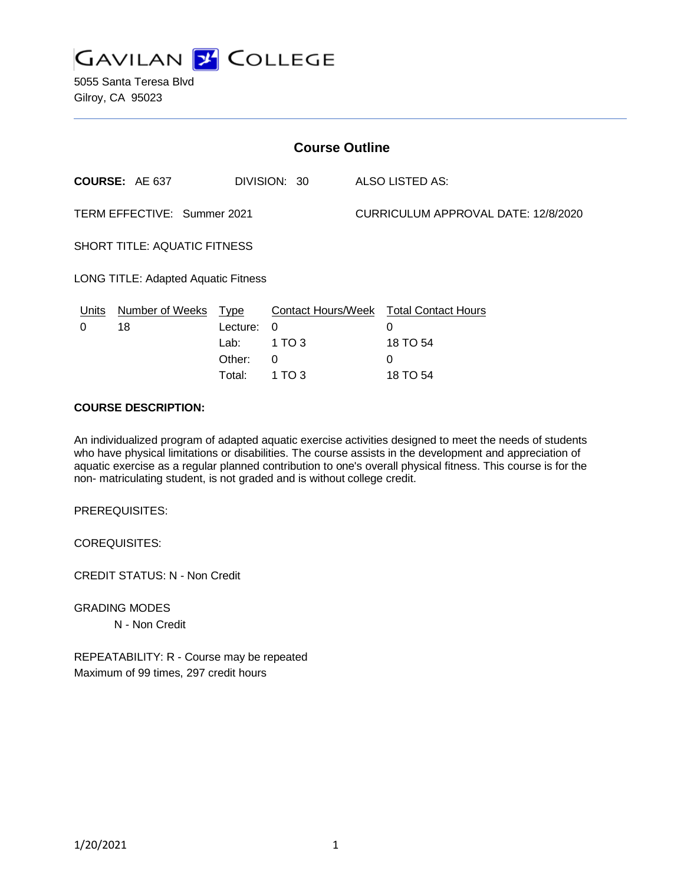# GAVILAN COLLEGE

5055 Santa Teresa Blvd
Gilroy, CA 95023

## Course Outline

**COURSE:** AE 637 DIVISION: 30 ALSO LISTED AS:

TERM EFFECTIVE: Summer 2021 CURRICULUM APPROVAL DATE: 12/8/2020

SHORT TITLE: AQUATIC FITNESS

LONG TITLE: Adapted Aquatic Fitness

| Units | Number of Weeks | Type | Contact Hours/Week | Total Contact Hours |
|---|---|---|---|---|
| 0 | 18 | Lecture: | 0 | 0 |
| | | Lab: | 1 TO 3 | 18 TO 54 |
| | | Other: | 0 | 0 |
| | | Total: | 1 TO 3 | 18 TO 54 |

**COURSE DESCRIPTION:**

An individualized program of adapted aquatic exercise activities designed to meet the needs of students who have physical limitations or disabilities. The course assists in the development and appreciation of aquatic exercise as a regular planned contribution to one's overall physical fitness. This course is for the non- matriculating student, is not graded and is without college credit.

PREREQUISITES:

COREQUISITES:

CREDIT STATUS: N - Non Credit

GRADING MODES

N - Non Credit

REPEATABILITY: R - Course may be repeated
Maximum of 99 times, 297 credit hours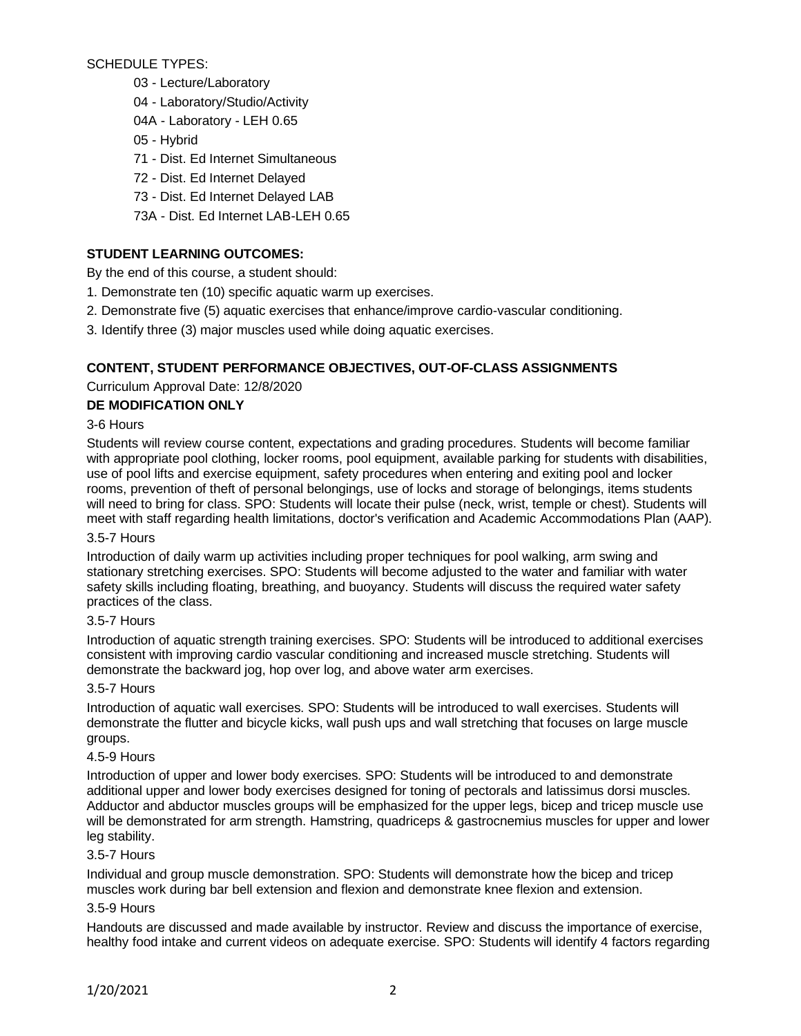SCHEDULE TYPES:

- 03 - Lecture/Laboratory
- 04 - Laboratory/Studio/Activity
- 04A - Laboratory - LEH 0.65
- 05 - Hybrid
- 71 - Dist. Ed Internet Simultaneous
- 72 - Dist. Ed Internet Delayed
- 73 - Dist. Ed Internet Delayed LAB
- 73A - Dist. Ed Internet LAB-LEH 0.65

## STUDENT LEARNING OUTCOMES:

By the end of this course, a student should:

1. Demonstrate ten (10) specific aquatic warm up exercises.
2. Demonstrate five (5) aquatic exercises that enhance/improve cardio-vascular conditioning.
3. Identify three (3) major muscles used while doing aquatic exercises.

## CONTENT, STUDENT PERFORMANCE OBJECTIVES, OUT-OF-CLASS ASSIGNMENTS

Curriculum Approval Date: 12/8/2020

**DE MODIFICATION ONLY**

3-6 Hours

Students will review course content, expectations and grading procedures. Students will become familiar with appropriate pool clothing, locker rooms, pool equipment, available parking for students with disabilities, use of pool lifts and exercise equipment, safety procedures when entering and exiting pool and locker rooms, prevention of theft of personal belongings, use of locks and storage of belongings, items students will need to bring for class. SPO: Students will locate their pulse (neck, wrist, temple or chest). Students will meet with staff regarding health limitations, doctor's verification and Academic Accommodations Plan (AAP).

3.5-7 Hours

Introduction of daily warm up activities including proper techniques for pool walking, arm swing and stationary stretching exercises. SPO: Students will become adjusted to the water and familiar with water safety skills including floating, breathing, and buoyancy. Students will discuss the required water safety practices of the class.

3.5-7 Hours

Introduction of aquatic strength training exercises. SPO: Students will be introduced to additional exercises consistent with improving cardio vascular conditioning and increased muscle stretching. Students will demonstrate the backward jog, hop over log, and above water arm exercises.

3.5-7 Hours

Introduction of aquatic wall exercises. SPO: Students will be introduced to wall exercises. Students will demonstrate the flutter and bicycle kicks, wall push ups and wall stretching that focuses on large muscle groups.

4.5-9 Hours

Introduction of upper and lower body exercises. SPO: Students will be introduced to and demonstrate additional upper and lower body exercises designed for toning of pectorals and latissimus dorsi muscles. Adductor and abductor muscles groups will be emphasized for the upper legs, bicep and tricep muscle use will be demonstrated for arm strength. Hamstring, quadriceps & gastrocnemius muscles for upper and lower leg stability.

3.5-7 Hours

Individual and group muscle demonstration. SPO: Students will demonstrate how the bicep and tricep muscles work during bar bell extension and flexion and demonstrate knee flexion and extension.

3.5-9 Hours

Handouts are discussed and made available by instructor. Review and discuss the importance of exercise, healthy food intake and current videos on adequate exercise. SPO: Students will identify 4 factors regarding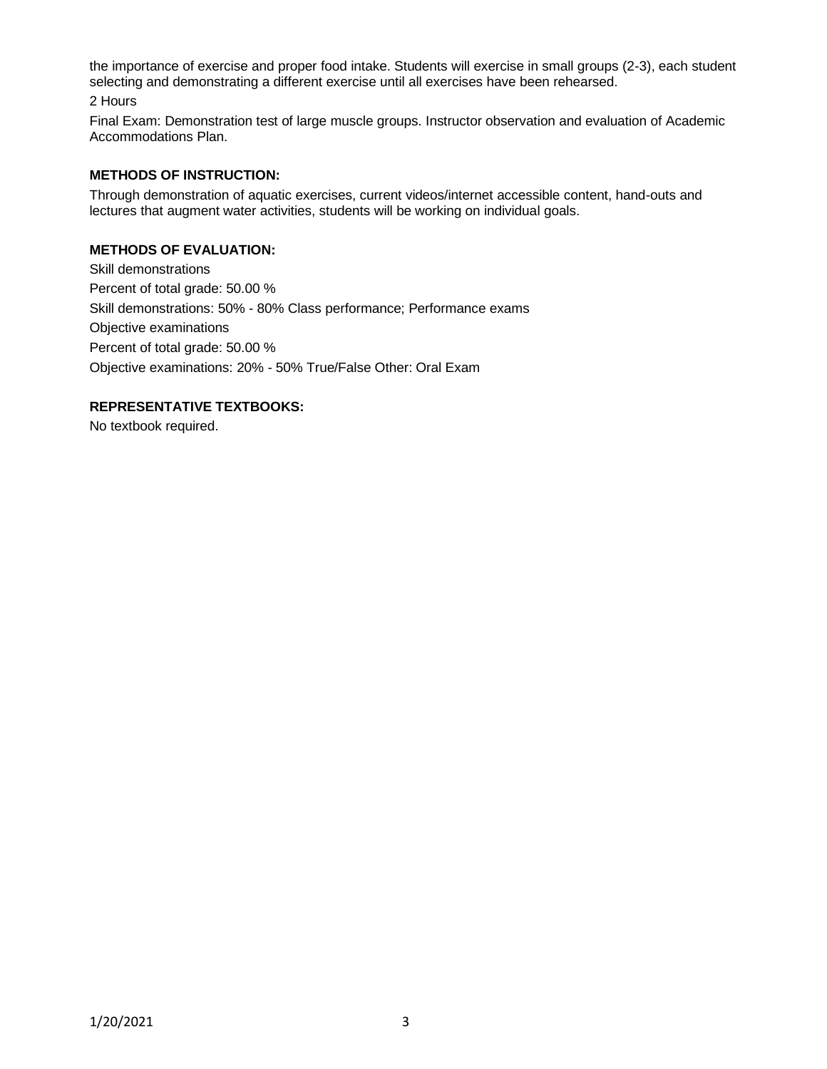the importance of exercise and proper food intake. Students will exercise in small groups (2-3), each student selecting and demonstrating a different exercise until all exercises have been rehearsed.

2 Hours

Final Exam: Demonstration test of large muscle groups. Instructor observation and evaluation of Academic Accommodations Plan.

**METHODS OF INSTRUCTION:**

Through demonstration of aquatic exercises, current videos/internet accessible content, hand-outs and lectures that augment water activities, students will be working on individual goals.

**METHODS OF EVALUATION:**

Skill demonstrations

Percent of total grade: 50.00 %

Skill demonstrations: 50% - 80% Class performance; Performance exams

Objective examinations

Percent of total grade: 50.00 %

Objective examinations: 20% - 50% True/False Other: Oral Exam

**REPRESENTATIVE TEXTBOOKS:**

No textbook required.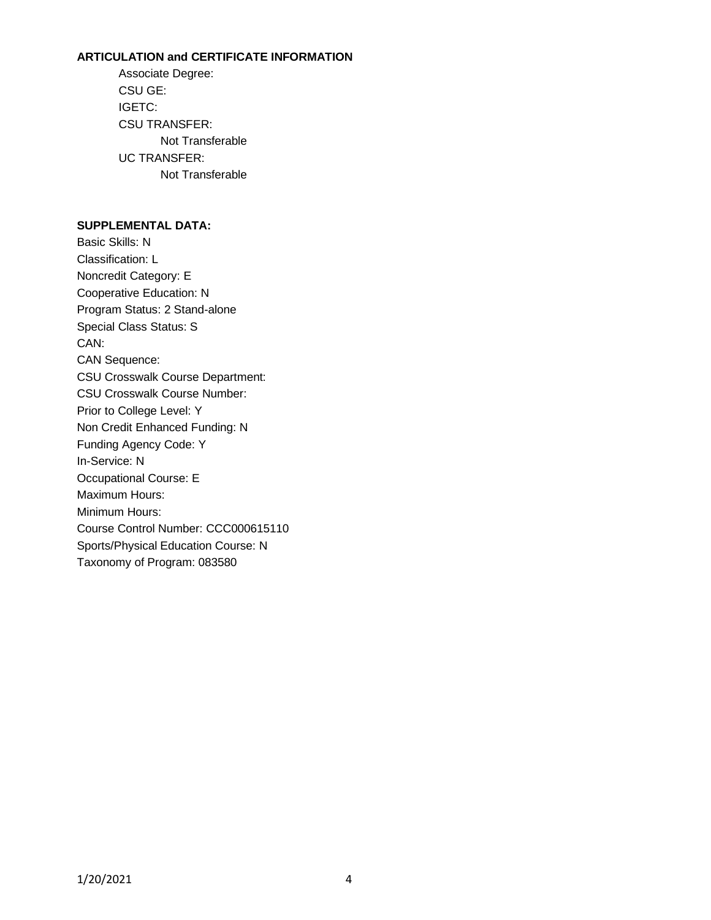**ARTICULATION and CERTIFICATE INFORMATION**

Associate Degree:
CSU GE:
IGETC:
CSU TRANSFER:
    Not Transferable
UC TRANSFER:
    Not Transferable

**SUPPLEMENTAL DATA:**

Basic Skills: N
Classification: L
Noncredit Category: E
Cooperative Education: N
Program Status: 2 Stand-alone
Special Class Status: S
CAN:
CAN Sequence:
CSU Crosswalk Course Department:
CSU Crosswalk Course Number:
Prior to College Level: Y
Non Credit Enhanced Funding: N
Funding Agency Code: Y
In-Service: N
Occupational Course: E
Maximum Hours:
Minimum Hours:
Course Control Number: CCC000615110
Sports/Physical Education Course: N
Taxonomy of Program: 083580